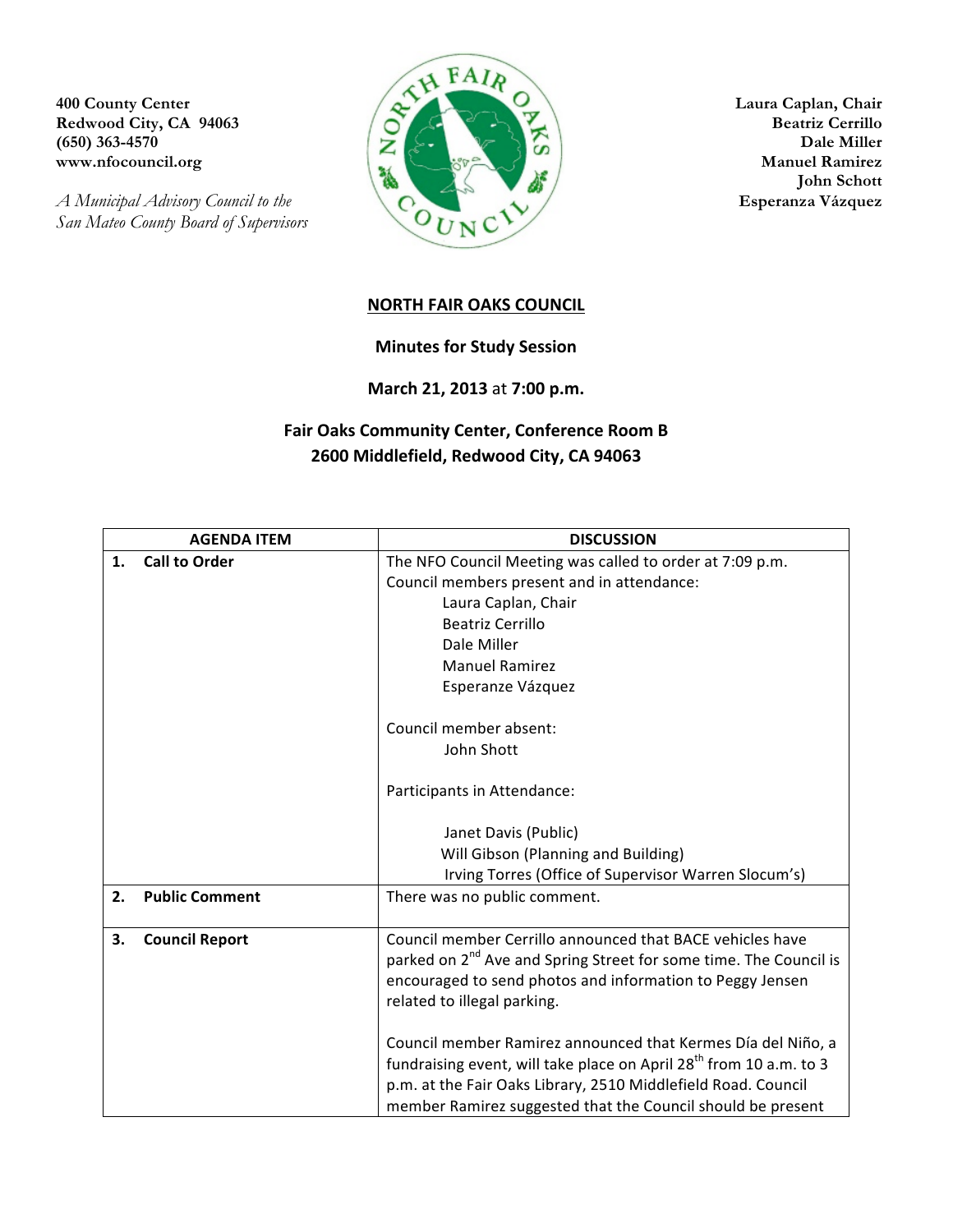400 County Center
Redwood City, CA 94063
(650) 363-4570
www.nfocouncil.org

*A Municipal Advisory Council to the San Mateo County Board of Supervisors*

**Laura Caplan, Chair**
**Beatriz Cerrillo**
**Dale Miller**
**Manuel Ramirez**
**John Schott**
**Esperanza Vázquez**

## NORTH FAIR OAKS COUNCIL

### Minutes for Study Session

### March 21, 2013 at 7:00 p.m.

### Fair Oaks Community Center, Conference Room B
### 2600 Middlefield, Redwood City, CA 94063

| AGENDA ITEM | DISCUSSION |
|---|---|
| **1. Call to Order** | The NFO Council Meeting was called to order at 7:09 p.m.<br>Council members present and in attendance:<br>Laura Caplan, Chair<br>Beatriz Cerrillo<br>Dale Miller<br>Manuel Ramirez<br>Esperanze Vázquez<br><br>Council member absent:<br>John Shott<br><br>Participants in Attendance:<br><br>Janet Davis (Public)<br>Will Gibson (Planning and Building)<br>Irving Torres (Office of Supervisor Warren Slocum's) |
| **2. Public Comment** | There was no public comment. |
| **3. Council Report** | Council member Cerrillo announced that BACE vehicles have parked on 2nd Ave and Spring Street for some time. The Council is encouraged to send photos and information to Peggy Jensen related to illegal parking.<br><br>Council member Ramirez announced that Kermes Día del Niño, a fundraising event, will take place on April 28th from 10 a.m. to 3 p.m. at the Fair Oaks Library, 2510 Middlefield Road. Council member Ramirez suggested that the Council should be present |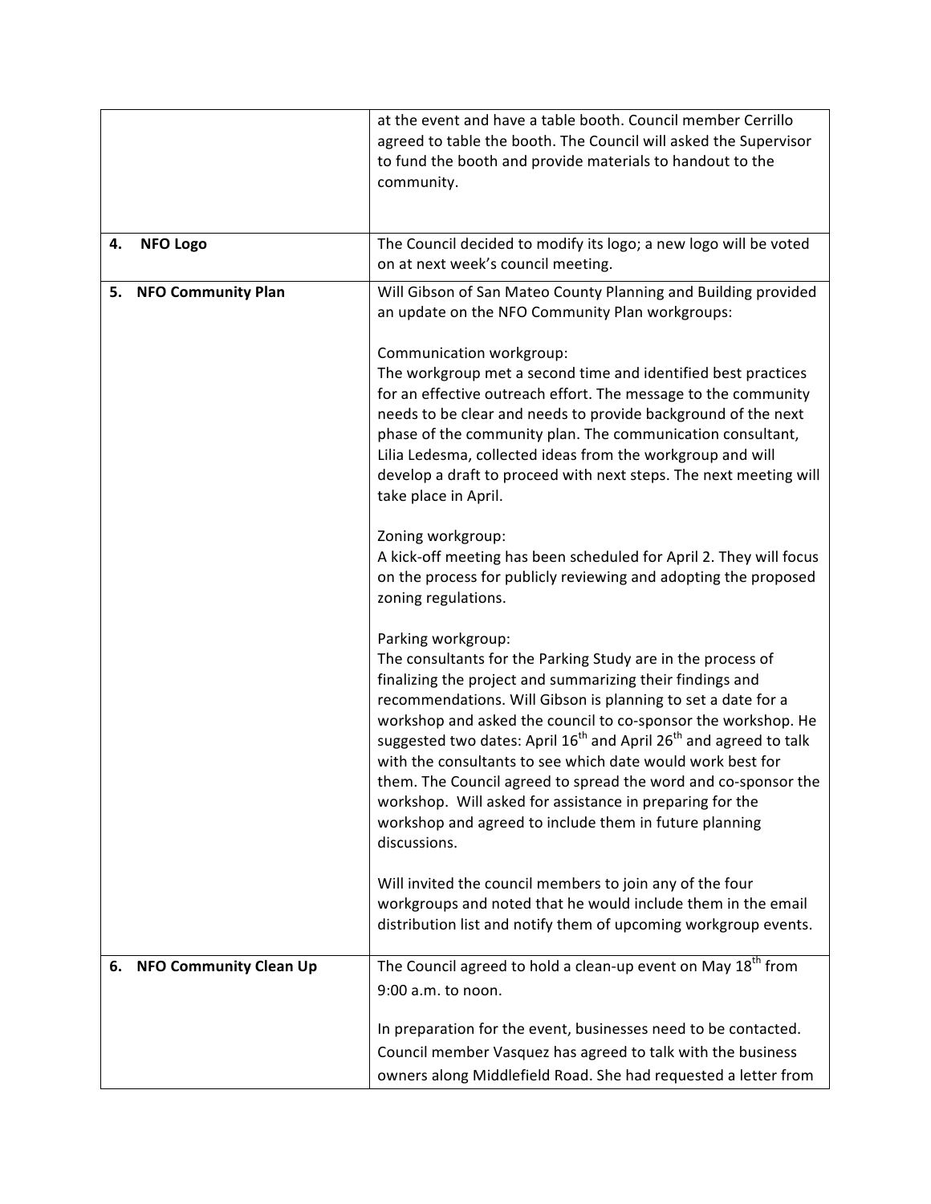| | |
|---|---|
| | at the event and have a table booth. Council member Cerrillo agreed to table the booth. The Council will asked the Supervisor to fund the booth and provide materials to handout to the community. |
| **4. NFO Logo** | The Council decided to modify its logo; a new logo will be voted on at next week's council meeting. |
| **5. NFO Community Plan** | Will Gibson of San Mateo County Planning and Building provided an update on the NFO Community Plan workgroups:<br><br>Communication workgroup:<br>The workgroup met a second time and identified best practices for an effective outreach effort. The message to the community needs to be clear and needs to provide background of the next phase of the community plan. The communication consultant, Lilia Ledesma, collected ideas from the workgroup and will develop a draft to proceed with next steps. The next meeting will take place in April.<br><br>Zoning workgroup:<br>A kick-off meeting has been scheduled for April 2. They will focus on the process for publicly reviewing and adopting the proposed zoning regulations.<br><br>Parking workgroup:<br>The consultants for the Parking Study are in the process of finalizing the project and summarizing their findings and recommendations. Will Gibson is planning to set a date for a workshop and asked the council to co-sponsor the workshop. He suggested two dates: April 16th and April 26th and agreed to talk with the consultants to see which date would work best for them. The Council agreed to spread the word and co-sponsor the workshop. Will asked for assistance in preparing for the workshop and agreed to include them in future planning discussions.<br><br>Will invited the council members to join any of the four workgroups and noted that he would include them in the email distribution list and notify them of upcoming workgroup events. |
| **6. NFO Community Clean Up** | The Council agreed to hold a clean-up event on May 18th from 9:00 a.m. to noon.<br><br>In preparation for the event, businesses need to be contacted. Council member Vasquez has agreed to talk with the business owners along Middlefield Road. She had requested a letter from |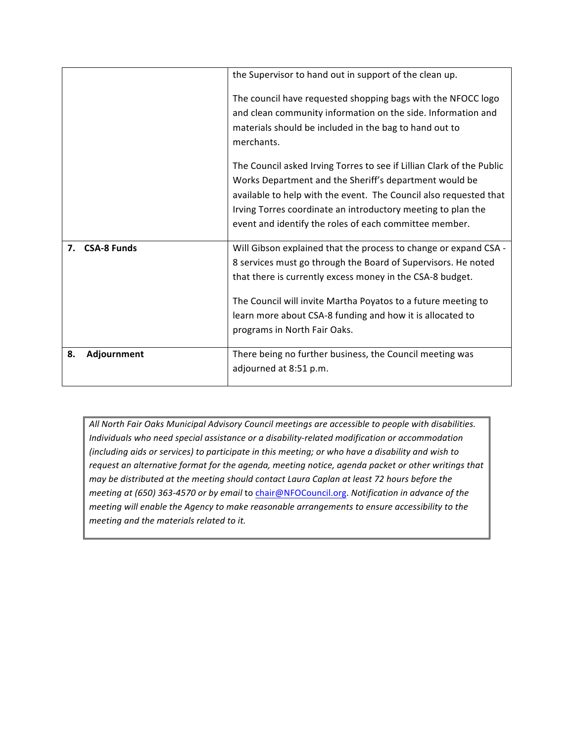| | |
|---|---|
| | the Supervisor to hand out in support of the clean up.<br><br>The council have requested shopping bags with the NFOCC logo and clean community information on the side. Information and materials should be included in the bag to hand out to merchants.<br><br>The Council asked Irving Torres to see if Lillian Clark of the Public Works Department and the Sheriff's department would be available to help with the event. The Council also requested that Irving Torres coordinate an introductory meeting to plan the event and identify the roles of each committee member. |
| **7. CSA-8 Funds** | Will Gibson explained that the process to change or expand CSA -8 services must go through the Board of Supervisors. He noted that there is currently excess money in the CSA-8 budget.<br><br>The Council will invite Martha Poyatos to a future meeting to learn more about CSA-8 funding and how it is allocated to programs in North Fair Oaks. |
| **8. Adjournment** | There being no further business, the Council meeting was adjourned at 8:51 p.m. |

*All North Fair Oaks Municipal Advisory Council meetings are accessible to people with disabilities. Individuals who need special assistance or a disability-related modification or accommodation (including aids or services) to participate in this meeting; or who have a disability and wish to request an alternative format for the agenda, meeting notice, agenda packet or other writings that may be distributed at the meeting should contact Laura Caplan at least 72 hours before the meeting at (650) 363-4570 or by email* to chair@NFOCouncil.org. *Notification in advance of the meeting will enable the Agency to make reasonable arrangements to ensure accessibility to the meeting and the materials related to it.*